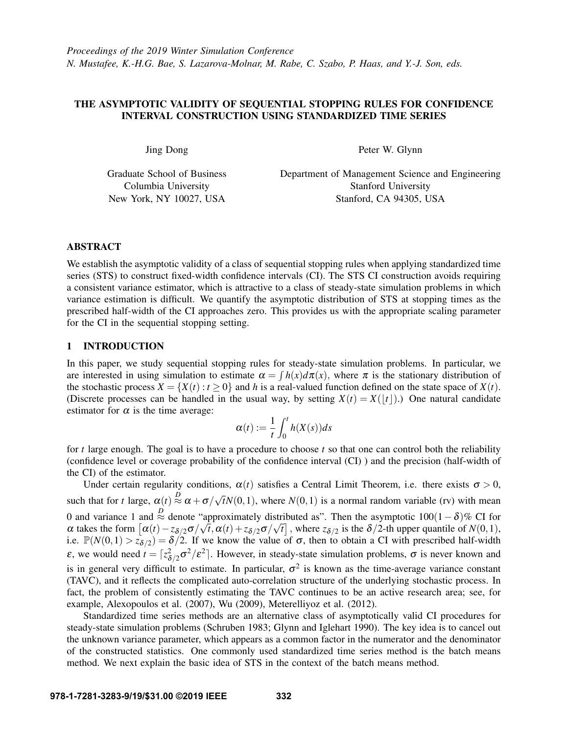*Proceedings of the 2019 Winter Simulation Conference*
*N. Mustafee, K.-H.G. Bae, S. Lazarova-Molnar, M. Rabe, C. Szabo, P. Haas, and Y.-J. Son, eds.*

# THE ASYMPTOTIC VALIDITY OF SEQUENTIAL STOPPING RULES FOR CONFIDENCE INTERVAL CONSTRUCTION USING STANDARDIZED TIME SERIES

Jing Dong

Graduate School of Business
Columbia University
New York, NY 10027, USA

Peter W. Glynn

Department of Management Science and Engineering
Stanford University
Stanford, CA 94305, USA

## ABSTRACT

We establish the asymptotic validity of a class of sequential stopping rules when applying standardized time series (STS) to construct fixed-width confidence intervals (CI). The STS CI construction avoids requiring a consistent variance estimator, which is attractive to a class of steady-state simulation problems in which variance estimation is difficult. We quantify the asymptotic distribution of STS at stopping times as the prescribed half-width of the CI approaches zero. This provides us with the appropriate scaling parameter for the CI in the sequential stopping setting.

## 1 INTRODUCTION

In this paper, we study sequential stopping rules for steady-state simulation problems. In particular, we are interested in using simulation to estimate $\alpha = \int h(x)d\pi(x)$, where $\pi$ is the stationary distribution of the stochastic process $X = \{X(t) : t \geq 0\}$ and $h$ is a real-valued function defined on the state space of $X(t)$. (Discrete processes can be handled in the usual way, by setting $X(t) = X(\lfloor t \rfloor)$.) One natural candidate estimator for $\alpha$ is the time average:

$$\alpha(t) := \frac{1}{t}\int_0^t h(X(s))ds$$

for $t$ large enough. The goal is to have a procedure to choose $t$ so that one can control both the reliability (confidence level or coverage probability of the confidence interval (CI) ) and the precision (half-width of the CI) of the estimator.

Under certain regularity conditions, $\alpha(t)$ satisfies a Central Limit Theorem, i.e. there exists $\sigma > 0$, such that for $t$ large, $\alpha(t) \stackrel{D}{\approx} \alpha + \sigma/\sqrt{t}N(0,1)$, where $N(0,1)$ is a normal random variable (rv) with mean 0 and variance 1 and $\stackrel{D}{\approx}$ denote "approximately distributed as". Then the asymptotic $100(1-\delta)\%$ CI for $\alpha$ takes the form $\left[\alpha(t) - z_{\delta/2}\sigma/\sqrt{t}, \alpha(t) + z_{\delta/2}\sigma/\sqrt{t}\right]$, where $z_{\delta/2}$ is the $\delta/2$-th upper quantile of $N(0,1)$, i.e. $\mathbb{P}(N(0,1) > z_{\delta/2}) = \delta/2$. If we know the value of $\sigma$, then to obtain a CI with prescribed half-width $\varepsilon$, we would need $t = \lceil z_{\delta/2}^2\sigma^2/\varepsilon^2 \rceil$. However, in steady-state simulation problems, $\sigma$ is never known and is in general very difficult to estimate. In particular, $\sigma^2$ is known as the time-average variance constant (TAVC), and it reflects the complicated auto-correlation structure of the underlying stochastic process. In fact, the problem of consistently estimating the TAVC continues to be an active research area; see, for example, Alexopoulos et al. (2007), Wu (2009), Meterelliyoz et al. (2012).

Standardized time series methods are an alternative class of asymptotically valid CI procedures for steady-state simulation problems (Schruben 1983; Glynn and Iglehart 1990). The key idea is to cancel out the unknown variance parameter, which appears as a common factor in the numerator and the denominator of the constructed statistics. One commonly used standardized time series method is the batch means method. We next explain the basic idea of STS in the context of the batch means method.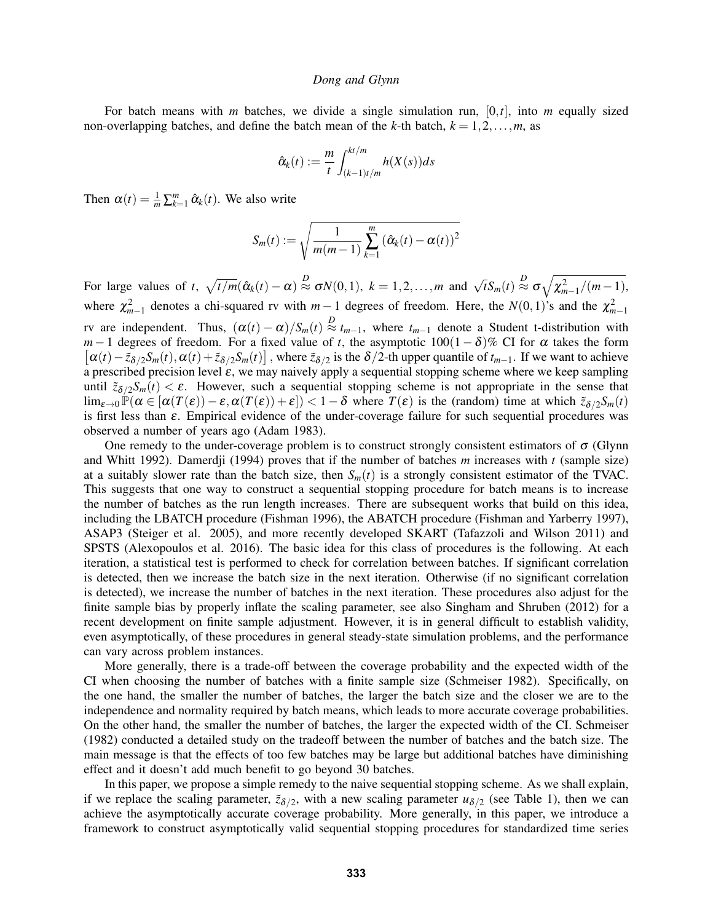For batch means with $m$ batches, we divide a single simulation run, $[0,t]$, into $m$ equally sized non-overlapping batches, and define the batch mean of the $k$-th batch, $k = 1,2,\ldots,m$, as

$$\hat{\alpha}_k(t) := \frac{m}{t}\int_{(k-1)t/m}^{kt/m} h(X(s))ds$$

Then $\alpha(t) = \frac{1}{m}\sum_{k=1}^{m}\hat{\alpha}_k(t)$. We also write

$$S_m(t) := \sqrt{\frac{1}{m(m-1)}\sum_{k=1}^{m}\left(\hat{\alpha}_k(t) - \alpha(t)\right)^2}$$

For large values of $t$, $\sqrt{t/m}(\hat{\alpha}_k(t) - \alpha) \overset{D}{\approx} \sigma N(0,1)$, $k = 1,2,\ldots,m$ and $\sqrt{t}S_m(t) \overset{D}{\approx} \sigma\sqrt{\chi^2_{m-1}/(m-1)}$, where $\chi^2_{m-1}$ denotes a chi-squared rv with $m-1$ degrees of freedom. Here, the $N(0,1)$'s and the $\chi^2_{m-1}$ rv are independent. Thus, $(\alpha(t) - \alpha)/S_m(t) \overset{D}{\approx} t_{m-1}$, where $t_{m-1}$ denote a Student t-distribution with $m-1$ degrees of freedom. For a fixed value of $t$, the asymptotic $100(1-\delta)\%$ CI for $\alpha$ takes the form $\left[\alpha(t) - \tilde{z}_{\delta/2}S_m(t), \alpha(t) + \tilde{z}_{\delta/2}S_m(t)\right]$, where $\tilde{z}_{\delta/2}$ is the $\delta/2$-th upper quantile of $t_{m-1}$. If we want to achieve a prescribed precision level $\varepsilon$, we may naively apply a sequential stopping scheme where we keep sampling until $\tilde{z}_{\delta/2}S_m(t) < \varepsilon$. However, such a sequential stopping scheme is not appropriate in the sense that $\lim_{\varepsilon\to 0}\mathbb{P}(\alpha \in [\alpha(T(\varepsilon)) - \varepsilon, \alpha(T(\varepsilon)) + \varepsilon]) < 1-\delta$ where $T(\varepsilon)$ is the (random) time at which $\tilde{z}_{\delta/2}S_m(t)$ is first less than $\varepsilon$. Empirical evidence of the under-coverage failure for such sequential procedures was observed a number of years ago (Adam 1983).

One remedy to the under-coverage problem is to construct strongly consistent estimators of $\sigma$ (Glynn and Whitt 1992). Damerdji (1994) proves that if the number of batches $m$ increases with $t$ (sample size) at a suitably slower rate than the batch size, then $S_m(t)$ is a strongly consistent estimator of the TVAC. This suggests that one way to construct a sequential stopping procedure for batch means is to increase the number of batches as the run length increases. There are subsequent works that build on this idea, including the LBATCH procedure (Fishman 1996), the ABATCH procedure (Fishman and Yarberry 1997), ASAP3 (Steiger et al. 2005), and more recently developed SKART (Tafazzoli and Wilson 2011) and SPSTS (Alexopoulos et al. 2016). The basic idea for this class of procedures is the following. At each iteration, a statistical test is performed to check for correlation between batches. If significant correlation is detected, then we increase the batch size in the next iteration. Otherwise (if no significant correlation is detected), we increase the number of batches in the next iteration. These procedures also adjust for the finite sample bias by properly inflate the scaling parameter, see also Singham and Shruben (2012) for a recent development on finite sample adjustment. However, it is in general difficult to establish validity, even asymptotically, of these procedures in general steady-state simulation problems, and the performance can vary across problem instances.

More generally, there is a trade-off between the coverage probability and the expected width of the CI when choosing the number of batches with a finite sample size (Schmeiser 1982). Specifically, on the one hand, the smaller the number of batches, the larger the batch size and the closer we are to the independence and normality required by batch means, which leads to more accurate coverage probabilities. On the other hand, the smaller the number of batches, the larger the expected width of the CI. Schmeiser (1982) conducted a detailed study on the tradeoff between the number of batches and the batch size. The main message is that the effects of too few batches may be large but additional batches have diminishing effect and it doesn't add much benefit to go beyond 30 batches.

In this paper, we propose a simple remedy to the naive sequential stopping scheme. As we shall explain, if we replace the scaling parameter, $\tilde{z}_{\delta/2}$, with a new scaling parameter $u_{\delta/2}$ (see Table 1), then we can achieve the asymptotically accurate coverage probability. More generally, in this paper, we introduce a framework to construct asymptotically valid sequential stopping procedures for standardized time series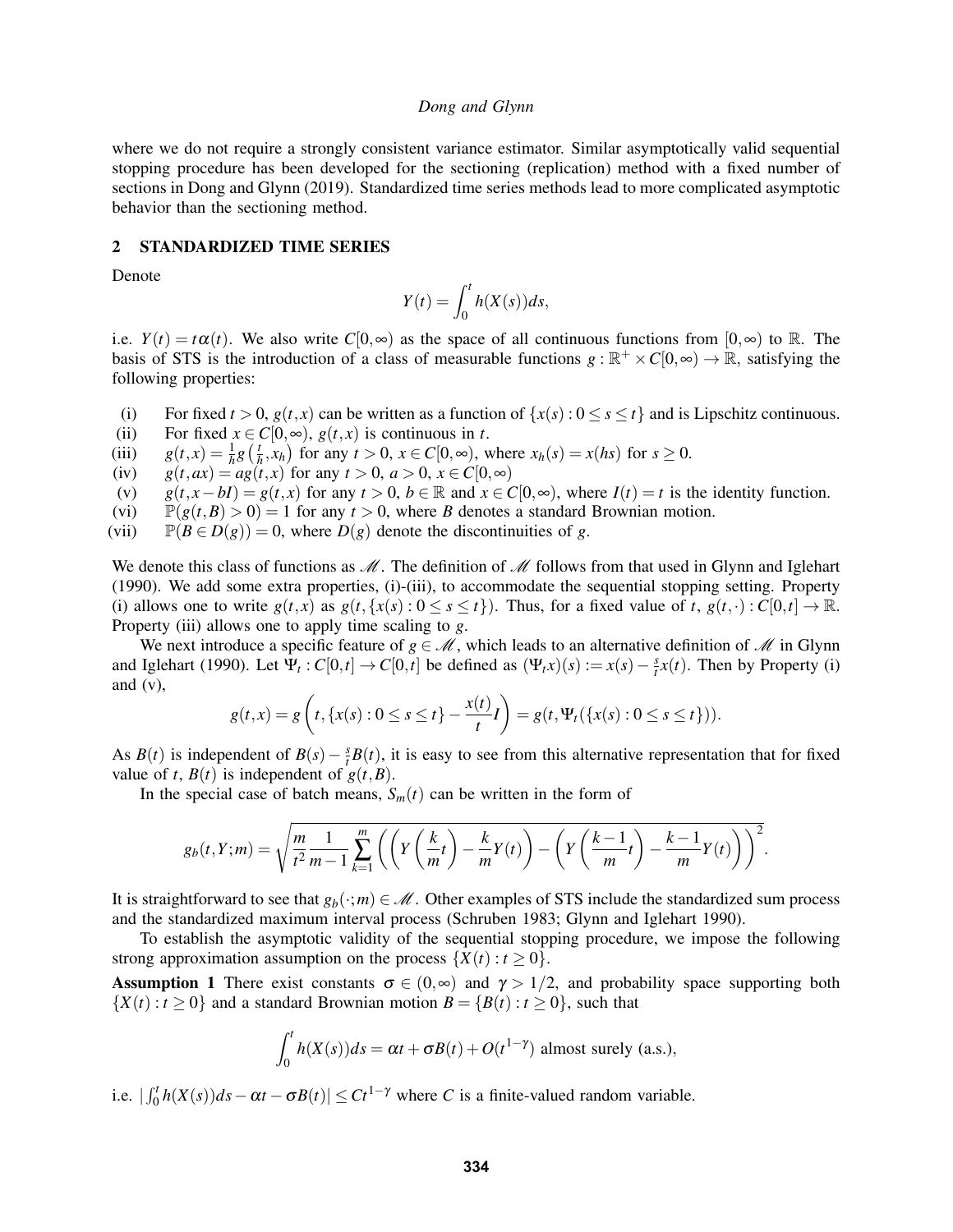where we do not require a strongly consistent variance estimator. Similar asymptotically valid sequential stopping procedure has been developed for the sectioning (replication) method with a fixed number of sections in Dong and Glynn (2019). Standardized time series methods lead to more complicated asymptotic behavior than the sectioning method.

## 2 STANDARDIZED TIME SERIES

Denote

$$Y(t) = \int_0^t h(X(s))ds,$$

i.e. $Y(t) = t\alpha(t)$. We also write $C[0,\infty)$ as the space of all continuous functions from $[0,\infty)$ to $\mathbb{R}$. The basis of STS is the introduction of a class of measurable functions $g : \mathbb{R}^+ \times C[0,\infty) \to \mathbb{R}$, satisfying the following properties:

(i) For fixed $t > 0$, $g(t,x)$ can be written as a function of $\{x(s) : 0 \le s \le t\}$ and is Lipschitz continuous.

(ii) For fixed $x \in C[0,\infty)$, $g(t,x)$ is continuous in $t$.

(iii) $g(t,x) = \frac{1}{h} g\left(\frac{t}{h}, x_h\right)$ for any $t > 0$, $x \in C[0,\infty)$, where $x_h(s) = x(hs)$ for $s \ge 0$.

(iv) $g(t,ax) = ag(t,x)$ for any $t > 0$, $a > 0$, $x \in C[0,\infty)$

(v) $g(t,x - bI) = g(t,x)$ for any $t > 0$, $b \in \mathbb{R}$ and $x \in C[0,\infty)$, where $I(t) = t$ is the identity function.

(vi) $\mathbb{P}(g(t,B) > 0) = 1$ for any $t > 0$, where $B$ denotes a standard Brownian motion.

(vii) $\mathbb{P}(B \in D(g)) = 0$, where $D(g)$ denote the discontinuities of $g$.

We denote this class of functions as $\mathscr{M}$. The definition of $\mathscr{M}$ follows from that used in Glynn and Iglehart (1990). We add some extra properties, (i)-(iii), to accommodate the sequential stopping setting. Property (i) allows one to write $g(t,x)$ as $g(t,\{x(s) : 0 \le s \le t\})$. Thus, for a fixed value of $t$, $g(t,\cdot) : C[0,t] \to \mathbb{R}$. Property (iii) allows one to apply time scaling to $g$.

We next introduce a specific feature of $g \in \mathscr{M}$, which leads to an alternative definition of $\mathscr{M}$ in Glynn and Iglehart (1990). Let $\Psi_t : C[0,t] \to C[0,t]$ be defined as $(\Psi_t x)(s) := x(s) - \frac{s}{t}x(t)$. Then by Property (i) and (v),

$$g(t,x) = g\left(t, \{x(s) : 0 \le s \le t\} - \frac{x(t)}{t} I\right) = g(t, \Psi_t(\{x(s) : 0 \le s \le t\})).$$

As $B(t)$ is independent of $B(s) - \frac{s}{t}B(t)$, it is easy to see from this alternative representation that for fixed value of $t$, $B(t)$ is independent of $g(t,B)$.

In the special case of batch means, $S_m(t)$ can be written in the form of

$$g_b(t,Y;m) = \sqrt{\frac{m}{t^2}\frac{1}{m-1}\sum_{k=1}^{m}\left(\left(Y\left(\frac{k}{m}t\right) - \frac{k}{m}Y(t)\right) - \left(Y\left(\frac{k-1}{m}t\right) - \frac{k-1}{m}Y(t)\right)\right)^2}.$$

It is straightforward to see that $g_b(\cdot;m) \in \mathscr{M}$. Other examples of STS include the standardized sum process and the standardized maximum interval process (Schruben 1983; Glynn and Iglehart 1990).

To establish the asymptotic validity of the sequential stopping procedure, we impose the following strong approximation assumption on the process $\{X(t) : t \ge 0\}$.

**Assumption 1** There exist constants $\sigma \in (0,\infty)$ and $\gamma > 1/2$, and probability space supporting both $\{X(t) : t \ge 0\}$ and a standard Brownian motion $B = \{B(t) : t \ge 0\}$, such that

$$\int_0^t h(X(s))ds = \alpha t + \sigma B(t) + O(t^{1-\gamma}) \text{ almost surely (a.s.)},$$

i.e. $|\int_0^t h(X(s))ds - \alpha t - \sigma B(t)| \le Ct^{1-\gamma}$ where $C$ is a finite-valued random variable.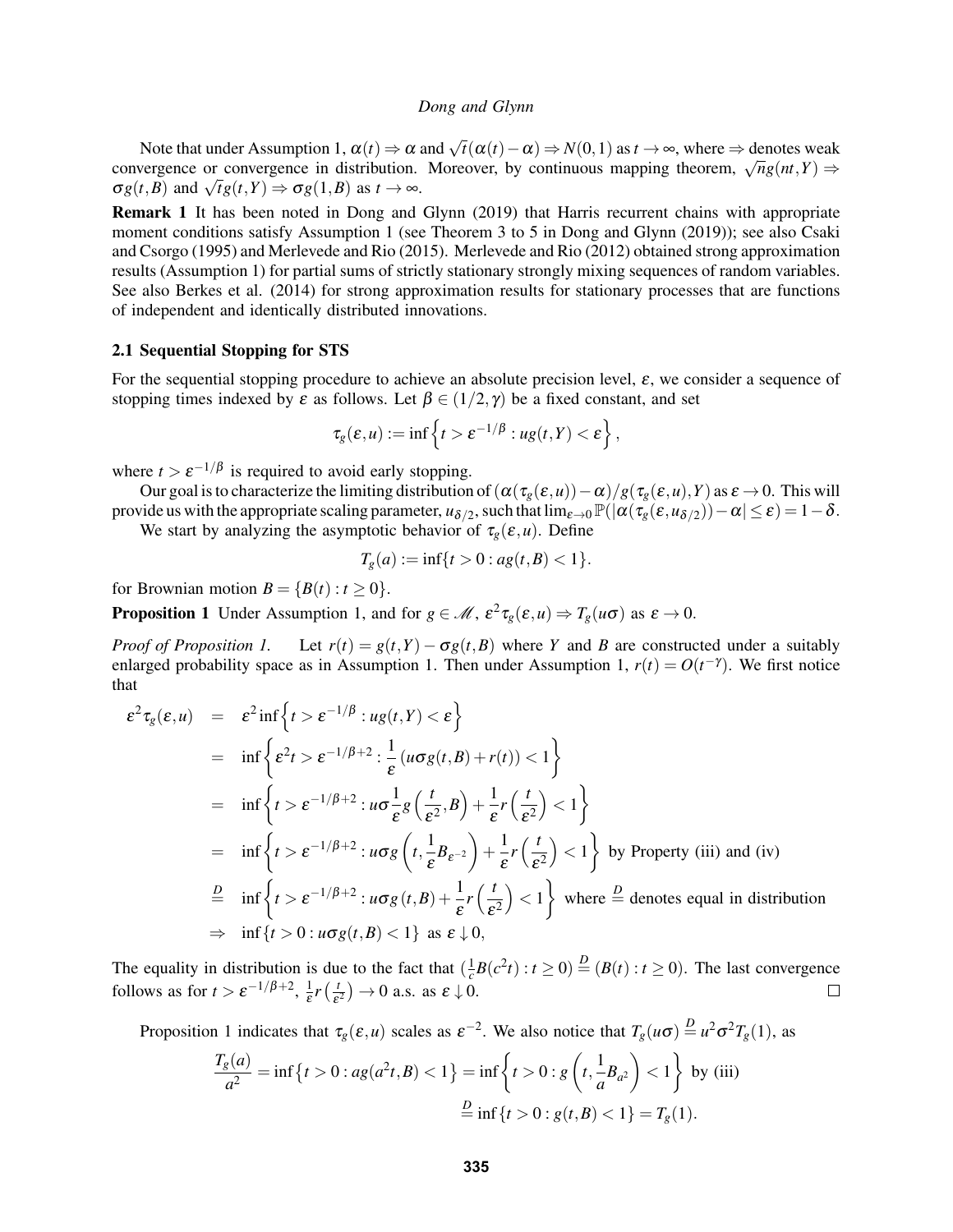Note that under Assumption 1, $\alpha(t) \Rightarrow \alpha$ and $\sqrt{t}(\alpha(t) - \alpha) \Rightarrow N(0,1)$ as $t \to \infty$, where $\Rightarrow$ denotes weak convergence or convergence in distribution. Moreover, by continuous mapping theorem, $\sqrt{n}g(nt,Y) \Rightarrow \sigma g(t,B)$ and $\sqrt{t}g(t,Y) \Rightarrow \sigma g(1,B)$ as $t \to \infty$.

**Remark 1** It has been noted in Dong and Glynn (2019) that Harris recurrent chains with appropriate moment conditions satisfy Assumption 1 (see Theorem 3 to 5 in Dong and Glynn (2019)); see also Csaki and Csorgo (1995) and Merlevede and Rio (2015). Merlevede and Rio (2012) obtained strong approximation results (Assumption 1) for partial sums of strictly stationary strongly mixing sequences of random variables. See also Berkes et al. (2014) for strong approximation results for stationary processes that are functions of independent and identically distributed innovations.

### 2.1 Sequential Stopping for STS

For the sequential stopping procedure to achieve an absolute precision level, $\varepsilon$, we consider a sequence of stopping times indexed by $\varepsilon$ as follows. Let $\beta \in (1/2, \gamma)$ be a fixed constant, and set

$$\tau_g(\varepsilon, u) := \inf\left\{t > \varepsilon^{-1/\beta} : ug(t,Y) < \varepsilon\right\},$$

where $t > \varepsilon^{-1/\beta}$ is required to avoid early stopping.

Our goal is to characterize the limiting distribution of $(\alpha(\tau_g(\varepsilon,u)) - \alpha)/g(\tau_g(\varepsilon,u),Y)$ as $\varepsilon \to 0$. This will provide us with the appropriate scaling parameter, $u_{\delta/2}$, such that $\lim_{\varepsilon \to 0} \mathbb{P}(|\alpha(\tau_g(\varepsilon, u_{\delta/2})) - \alpha| \le \varepsilon) = 1 - \delta$.

We start by analyzing the asymptotic behavior of $\tau_g(\varepsilon, u)$. Define

$$T_g(a) := \inf\{t > 0 : ag(t,B) < 1\}.$$

for Brownian motion $B = \{B(t) : t \ge 0\}$.

**Proposition 1** Under Assumption 1, and for $g \in \mathscr{M}$, $\varepsilon^2 \tau_g(\varepsilon, u) \Rightarrow T_g(u\sigma)$ as $\varepsilon \to 0$.

*Proof of Proposition 1.* Let $r(t) = g(t,Y) - \sigma g(t,B)$ where $Y$ and $B$ are constructed under a suitably enlarged probability space as in Assumption 1. Then under Assumption 1, $r(t) = O(t^{-\gamma})$. We first notice that

$$\begin{aligned}
\varepsilon^2 \tau_g(\varepsilon,u) &= \varepsilon^2 \inf\left\{t > \varepsilon^{-1/\beta} : ug(t,Y) < \varepsilon\right\} \\
&= \inf\left\{\varepsilon^2 t > \varepsilon^{-1/\beta+2} : \frac{1}{\varepsilon}\left(u\sigma g(t,B) + r(t)\right) < 1\right\} \\
&= \inf\left\{t > \varepsilon^{-1/\beta+2} : u\sigma \frac{1}{\varepsilon} g\left(\frac{t}{\varepsilon^2}, B\right) + \frac{1}{\varepsilon} r\left(\frac{t}{\varepsilon^2}\right) < 1\right\} \\
&= \inf\left\{t > \varepsilon^{-1/\beta+2} : u\sigma g\left(t, \frac{1}{\varepsilon} B_{\varepsilon^{-2}}\right) + \frac{1}{\varepsilon} r\left(\frac{t}{\varepsilon^2}\right) < 1\right\} \text{ by Property (iii) and (iv)} \\
&\stackrel{D}{=} \inf\left\{t > \varepsilon^{-1/\beta+2} : u\sigma g(t,B) + \frac{1}{\varepsilon} r\left(\frac{t}{\varepsilon^2}\right) < 1\right\} \text{ where } \stackrel{D}{=} \text{ denotes equal in distribution} \\
&\Rightarrow \inf\{t > 0 : u\sigma g(t,B) < 1\} \text{ as } \varepsilon \downarrow 0,
\end{aligned}$$

The equality in distribution is due to the fact that $(\frac{1}{c}B(c^2t) : t \ge 0) \stackrel{D}{=} (B(t) : t \ge 0)$. The last convergence follows as for $t > \varepsilon^{-1/\beta+2}$, $\frac{1}{\varepsilon} r\left(\frac{t}{\varepsilon^2}\right) \to 0$ a.s. as $\varepsilon \downarrow 0$. $\square$

Proposition 1 indicates that $\tau_g(\varepsilon, u)$ scales as $\varepsilon^{-2}$. We also notice that $T_g(u\sigma) \stackrel{D}{=} u^2\sigma^2 T_g(1)$, as

$$\begin{aligned}
\frac{T_g(a)}{a^2} = \inf\left\{t > 0 : ag(a^2t, B) < 1\right\} &= \inf\left\{t > 0 : g\left(t, \frac{1}{a} B_{a^2}\right) < 1\right\} \text{ by (iii)} \\
&\stackrel{D}{=} \inf\{t > 0 : g(t,B) < 1\} = T_g(1).
\end{aligned}$$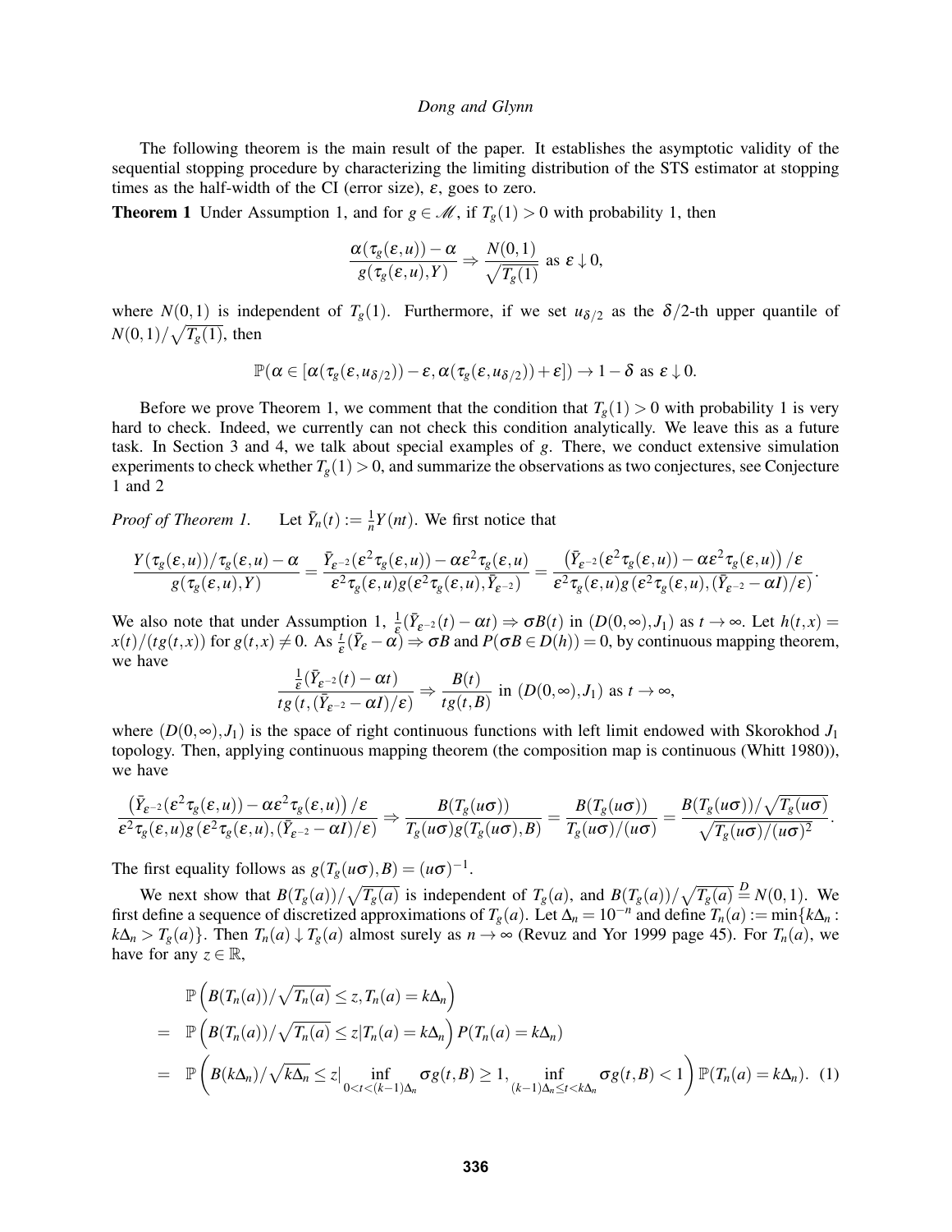The following theorem is the main result of the paper. It establishes the asymptotic validity of the sequential stopping procedure by characterizing the limiting distribution of the STS estimator at stopping times as the half-width of the CI (error size), $\varepsilon$, goes to zero.

**Theorem 1** Under Assumption 1, and for $g \in \mathscr{M}$, if $T_g(1) > 0$ with probability 1, then

$$\frac{\alpha(\tau_g(\varepsilon,u)) - \alpha}{g(\tau_g(\varepsilon,u),Y)} \Rightarrow \frac{N(0,1)}{\sqrt{T_g(1)}} \text{ as } \varepsilon \downarrow 0,$$

where $N(0,1)$ is independent of $T_g(1)$. Furthermore, if we set $u_{\delta/2}$ as the $\delta/2$-th upper quantile of $N(0,1)/\sqrt{T_g(1)}$, then

$$\mathbb{P}(\alpha \in [\alpha(\tau_g(\varepsilon,u_{\delta/2})) - \varepsilon, \alpha(\tau_g(\varepsilon,u_{\delta/2})) + \varepsilon]) \to 1-\delta \text{ as } \varepsilon \downarrow 0.$$

Before we prove Theorem 1, we comment that the condition that $T_g(1) > 0$ with probability 1 is very hard to check. Indeed, we currently can not check this condition analytically. We leave this as a future task. In Section 3 and 4, we talk about special examples of $g$. There, we conduct extensive simulation experiments to check whether $T_g(1) > 0$, and summarize the observations as two conjectures, see Conjecture 1 and 2

*Proof of Theorem 1.* Let $\bar{Y}_n(t) := \frac{1}{n}Y(nt)$. We first notice that

$$\frac{Y(\tau_g(\varepsilon,u))/\tau_g(\varepsilon,u) - \alpha}{g(\tau_g(\varepsilon,u),Y)} = \frac{\bar{Y}_{\varepsilon^{-2}}(\varepsilon^2\tau_g(\varepsilon,u)) - \alpha\varepsilon^2\tau_g(\varepsilon,u)}{\varepsilon^2\tau_g(\varepsilon,u)g(\varepsilon^2\tau_g(\varepsilon,u),\bar{Y}_{\varepsilon^{-2}})} = \frac{\left(\bar{Y}_{\varepsilon^{-2}}(\varepsilon^2\tau_g(\varepsilon,u)) - \alpha\varepsilon^2\tau_g(\varepsilon,u)\right)/\varepsilon}{\varepsilon^2\tau_g(\varepsilon,u)g(\varepsilon^2\tau_g(\varepsilon,u),(\bar{Y}_{\varepsilon^{-2}} - \alpha I)/\varepsilon)}.$$

We also note that under Assumption 1, $\frac{1}{\varepsilon}(\bar{Y}_{\varepsilon^{-2}}(t) - \alpha t) \Rightarrow \sigma B(t)$ in $(D(0,\infty),J_1)$ as $t \to \infty$. Let $h(t,x) = x(t)/(tg(t,x))$ for $g(t,x) \neq 0$. As $\frac{t}{\varepsilon}(\bar{Y}_\varepsilon - \alpha) \Rightarrow \sigma B$ and $P(\sigma B \in D(h)) = 0$, by continuous mapping theorem, we have

$$\frac{\frac{1}{\varepsilon}(\bar{Y}_{\varepsilon^{-2}}(t) - \alpha t)}{tg(t,(\bar{Y}_{\varepsilon^{-2}} - \alpha I)/\varepsilon)} \Rightarrow \frac{B(t)}{tg(t,B)} \text{ in } (D(0,\infty),J_1) \text{ as } t \to \infty,$$

where $(D(0,\infty),J_1)$ is the space of right continuous functions with left limit endowed with Skorokhod $J_1$ topology. Then, applying continuous mapping theorem (the composition map is continuous (Whitt 1980)), we have

$$\frac{\left(\bar{Y}_{\varepsilon^{-2}}(\varepsilon^2\tau_g(\varepsilon,u)) - \alpha\varepsilon^2\tau_g(\varepsilon,u)\right)/\varepsilon}{\varepsilon^2\tau_g(\varepsilon,u)g(\varepsilon^2\tau_g(\varepsilon,u),(\bar{Y}_{\varepsilon^{-2}} - \alpha I)/\varepsilon)} \Rightarrow \frac{B(T_g(u\sigma))}{T_g(u\sigma)g(T_g(u\sigma),B)} = \frac{B(T_g(u\sigma))}{T_g(u\sigma)/(u\sigma)} = \frac{B(T_g(u\sigma))/\sqrt{T_g(u\sigma)}}{\sqrt{T_g(u\sigma)/(u\sigma)^2}}.$$

The first equality follows as $g(T_g(u\sigma),B) = (u\sigma)^{-1}$.

We next show that $B(T_g(a))/\sqrt{T_g(a)}$ is independent of $T_g(a)$, and $B(T_g(a))/\sqrt{T_g(a)} \stackrel{D}{=} N(0,1)$. We first define a sequence of discretized approximations of $T_g(a)$. Let $\Delta_n = 10^{-n}$ and define $T_n(a) := \min\{k\Delta_n : k\Delta_n > T_g(a)\}$. Then $T_n(a) \downarrow T_g(a)$ almost surely as $n \to \infty$ (Revuz and Yor 1999 page 45). For $T_n(a)$, we have for any $z \in \mathbb{R}$,

$$\begin{aligned}
& \mathbb{P}\left(B(T_n(a))/\sqrt{T_n(a)} \le z, T_n(a) = k\Delta_n\right) \\
= \; & \mathbb{P}\left(B(T_n(a))/\sqrt{T_n(a)} \le z | T_n(a) = k\Delta_n\right) P(T_n(a) = k\Delta_n) \\
= \; & \mathbb{P}\left(B(k\Delta_n)/\sqrt{k\Delta_n} \le z | \inf_{0<t<(k-1)\Delta_n} \sigma g(t,B) \ge 1, \inf_{(k-1)\Delta_n \le t < k\Delta_n} \sigma g(t,B) < 1\right) \mathbb{P}(T_n(a) = k\Delta_n). \quad (1)
\end{aligned}$$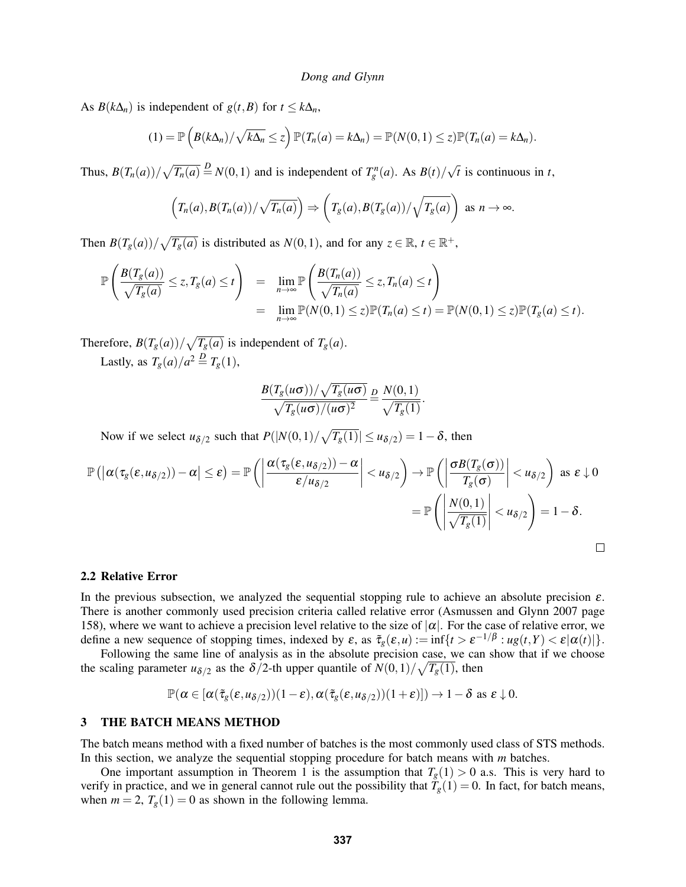As $B(k\Delta_n)$ is independent of $g(t,B)$ for $t \le k\Delta_n$,

$$(1) = \mathbb{P}\left(B(k\Delta_n)/\sqrt{k\Delta_n} \le z\right)\mathbb{P}(T_n(a) = k\Delta_n) = \mathbb{P}(N(0,1) \le z)\mathbb{P}(T_n(a) = k\Delta_n).$$

Thus, $B(T_n(a))/\sqrt{T_n(a)} \stackrel{D}{=} N(0,1)$ and is independent of $T_g^n(a)$. As $B(t)/\sqrt{t}$ is continuous in $t$,

$$\left(T_n(a), B(T_n(a))/\sqrt{T_n(a)}\right) \Rightarrow \left(T_g(a), B(T_g(a))/\sqrt{T_g(a)}\right) \text{ as } n \to \infty.$$

Then $B(T_g(a))/\sqrt{T_g(a)}$ is distributed as $N(0,1)$, and for any $z \in \mathbb{R}$, $t \in \mathbb{R}^+$,

$$\begin{aligned}
\mathbb{P}\left(\frac{B(T_g(a))}{\sqrt{T_g(a)}} \le z, T_g(a) \le t\right) &= \lim_{n\to\infty} \mathbb{P}\left(\frac{B(T_n(a))}{\sqrt{T_n(a)}} \le z, T_n(a) \le t\right) \\
&= \lim_{n\to\infty} \mathbb{P}(N(0,1) \le z)\mathbb{P}(T_n(a) \le t) = \mathbb{P}(N(0,1) \le z)\mathbb{P}(T_g(a) \le t).
\end{aligned}$$

Therefore, $B(T_g(a))/\sqrt{T_g(a)}$ is independent of $T_g(a)$.

Lastly, as $T_g(a)/a^2 \stackrel{D}{=} T_g(1)$,

$$\frac{B(T_g(u\sigma))/\sqrt{T_g(u\sigma)}}{\sqrt{T_g(u\sigma)/(u\sigma)^2}} \stackrel{D}{=} \frac{N(0,1)}{\sqrt{T_g(1)}}.$$

Now if we select $u_{\delta/2}$ such that $P(|N(0,1)/\sqrt{T_g(1)}| \le u_{\delta/2}) = 1-\delta$, then

$$\begin{aligned}
\mathbb{P}\left(\left|\alpha(\tau_g(\varepsilon, u_{\delta/2})) - \alpha\right| \le \varepsilon\right) = \mathbb{P}\left(\left|\frac{\alpha(\tau_g(\varepsilon, u_{\delta/2})) - \alpha}{\varepsilon/u_{\delta/2}}\right| < u_{\delta/2}\right) &\to \mathbb{P}\left(\left|\frac{\sigma B(T_g(\sigma))}{T_g(\sigma)}\right| < u_{\delta/2}\right) \text{ as } \varepsilon \downarrow 0 \\
&= \mathbb{P}\left(\left|\frac{N(0,1)}{\sqrt{T_g(1)}}\right| < u_{\delta/2}\right) = 1-\delta.
\end{aligned}$$

□

### 2.2 Relative Error

In the previous subsection, we analyzed the sequential stopping rule to achieve an absolute precision $\varepsilon$. There is another commonly used precision criteria called relative error (Asmussen and Glynn 2007 page 158), where we want to achieve a precision level relative to the size of $|\alpha|$. For the case of relative error, we define a new sequence of stopping times, indexed by $\varepsilon$, as $\tilde{\tau}_g(\varepsilon, u) := \inf\{t > \varepsilon^{-1/\beta} : ug(t,Y) < \varepsilon|\alpha(t)|\}$.

Following the same line of analysis as in the absolute precision case, we can show that if we choose the scaling parameter $u_{\delta/2}$ as the $\delta/2$-th upper quantile of $N(0,1)/\sqrt{T_g(1)}$, then

$$\mathbb{P}(\alpha \in [\alpha(\tilde{\tau}_g(\varepsilon, u_{\delta/2}))(1-\varepsilon), \alpha(\tilde{\tau}_g(\varepsilon, u_{\delta/2}))(1+\varepsilon)]) \to 1-\delta \text{ as } \varepsilon \downarrow 0.$$

## 3 THE BATCH MEANS METHOD

The batch means method with a fixed number of batches is the most commonly used class of STS methods. In this section, we analyze the sequential stopping procedure for batch means with $m$ batches.

One important assumption in Theorem 1 is the assumption that $T_g(1) > 0$ a.s. This is very hard to verify in practice, and we in general cannot rule out the possibility that $T_g(1) = 0$. In fact, for batch means, when $m = 2$, $T_g(1) = 0$ as shown in the following lemma.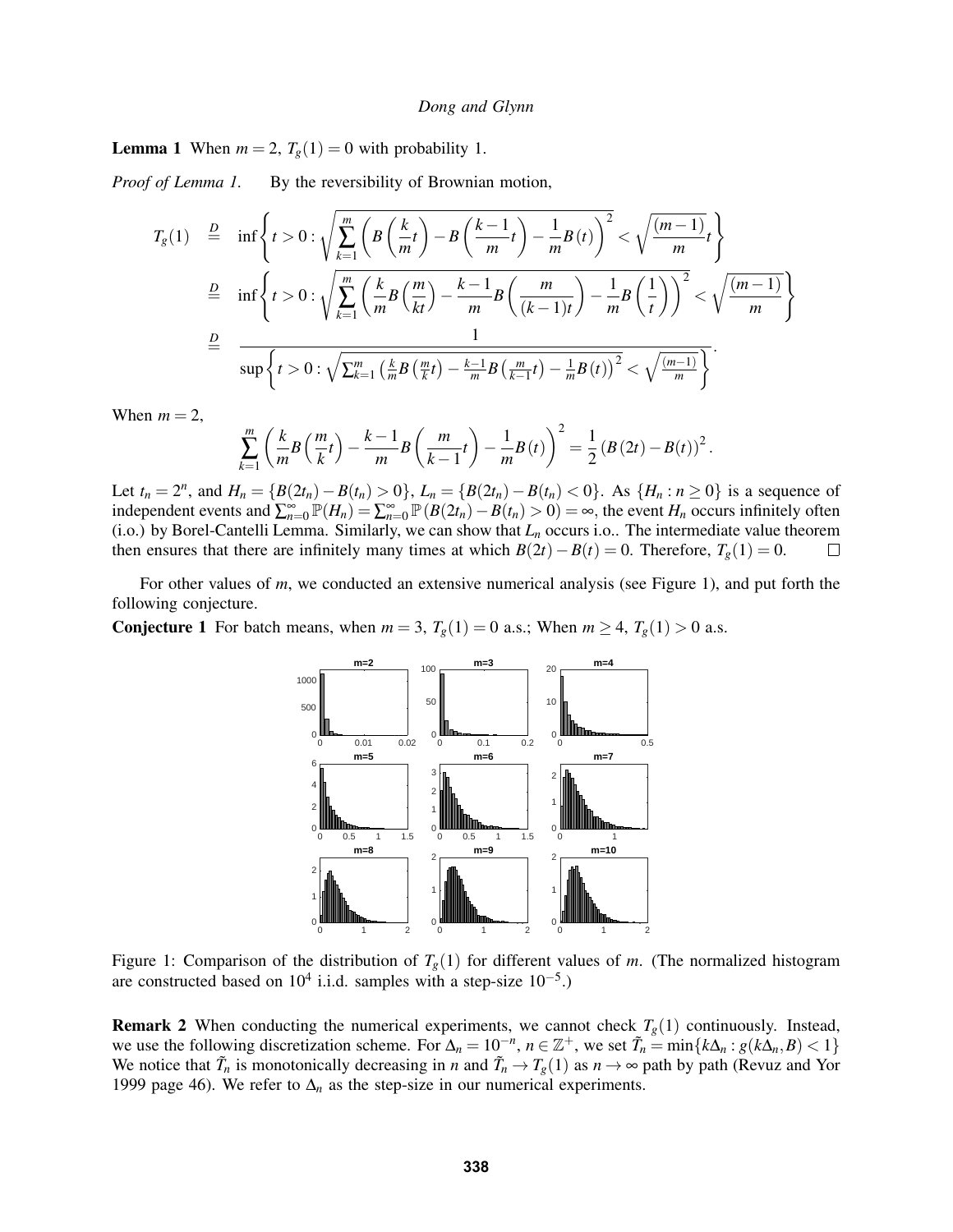**Lemma 1** When $m = 2$, $T_g(1) = 0$ with probability 1.

*Proof of Lemma 1.* By the reversibility of Brownian motion,

$$
\begin{aligned}
T_g(1) &\overset{D}{=} \inf\left\{ t > 0 : \sqrt{\sum_{k=1}^{m}\left( B\left(\frac{k}{m}t\right) - B\left(\frac{k-1}{m}t\right) - \frac{1}{m}B(t)\right)^2} < \sqrt{\frac{(m-1)}{m}t} \right\} \\
&\overset{D}{=} \inf\left\{ t > 0 : \sqrt{\sum_{k=1}^{m}\left( \frac{k}{m}B\left(\frac{m}{kt}\right) - \frac{k-1}{m}B\left(\frac{m}{(k-1)t}\right) - \frac{1}{m}B\left(\frac{1}{t}\right)\right)^2} < \sqrt{\frac{(m-1)}{m}} \right\} \\
&\overset{D}{=} \frac{1}{\sup\left\{ t > 0 : \sqrt{\sum_{k=1}^{m}\left( \frac{k}{m}B\left(\frac{m}{k}t\right) - \frac{k-1}{m}B\left(\frac{m}{k-1}t\right) - \frac{1}{m}B(t)\right)^2} < \sqrt{\frac{(m-1)}{m}} \right\}}.
\end{aligned}
$$

When $m = 2$,

$$
\sum_{k=1}^{m}\left( \frac{k}{m}B\left(\frac{m}{k}t\right) - \frac{k-1}{m}B\left(\frac{m}{k-1}t\right) - \frac{1}{m}B(t)\right)^2 = \frac{1}{2}\left(B(2t) - B(t)\right)^2.
$$

Let $t_n = 2^n$, and $H_n = \{B(2t_n) - B(t_n) > 0\}$, $L_n = \{B(2t_n) - B(t_n) < 0\}$. As $\{H_n : n \geq 0\}$ is a sequence of independent events and $\sum_{n=0}^{\infty}\mathbb{P}(H_n) = \sum_{n=0}^{\infty}\mathbb{P}\left(B(2t_n) - B(t_n) > 0\right) = \infty$, the event $H_n$ occurs infinitely often (i.o.) by Borel-Cantelli Lemma. Similarly, we can show that $L_n$ occurs i.o.. The intermediate value theorem then ensures that there are infinitely many times at which $B(2t) - B(t) = 0$. Therefore, $T_g(1) = 0$. □

For other values of $m$, we conducted an extensive numerical analysis (see Figure 1), and put forth the following conjecture.

**Conjecture 1** For batch means, when $m = 3$, $T_g(1) = 0$ a.s.; When $m \geq 4$, $T_g(1) > 0$ a.s.

Figure 1: Comparison of the distribution of $T_g(1)$ for different values of $m$. (The normalized histogram are constructed based on $10^4$ i.i.d. samples with a step-size $10^{-5}$.)

**Remark 2** When conducting the numerical experiments, we cannot check $T_g(1)$ continuously. Instead, we use the following discretization scheme. For $\Delta_n = 10^{-n}$, $n \in \mathbb{Z}^+$, we set $\tilde{T}_n = \min\{k\Delta_n : g(k\Delta_n, B) < 1\}$ We notice that $\tilde{T}_n$ is monotonically decreasing in $n$ and $\tilde{T}_n \to T_g(1)$ as $n \to \infty$ path by path (Revuz and Yor 1999 page 46). We refer to $\Delta_n$ as the step-size in our numerical experiments.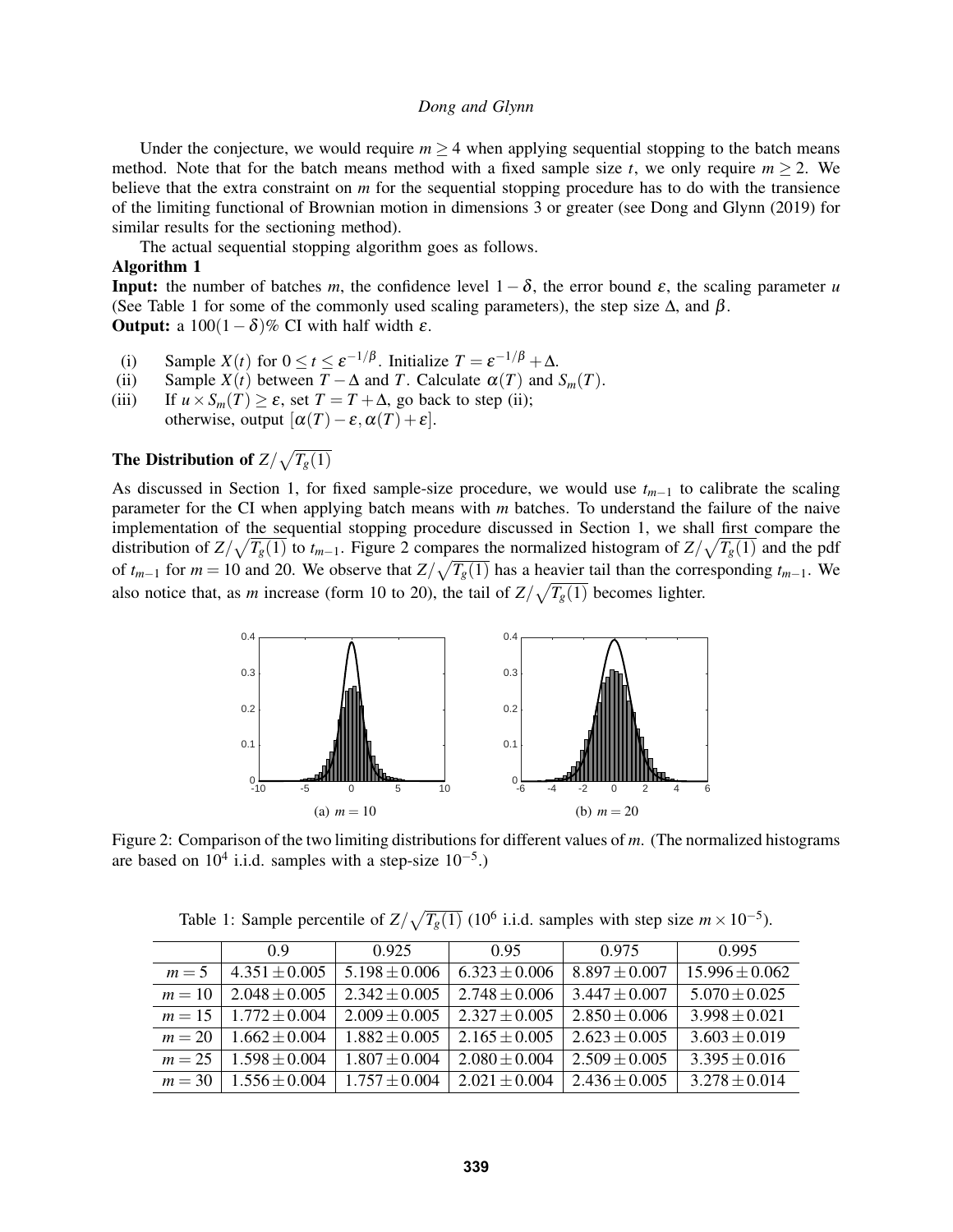Under the conjecture, we would require $m \geq 4$ when applying sequential stopping to the batch means method. Note that for the batch means method with a fixed sample size $t$, we only require $m \geq 2$. We believe that the extra constraint on $m$ for the sequential stopping procedure has to do with the transience of the limiting functional of Brownian motion in dimensions 3 or greater (see Dong and Glynn (2019) for similar results for the sectioning method).

The actual sequential stopping algorithm goes as follows.

**Algorithm 1**

**Input:** the number of batches $m$, the confidence level $1-\delta$, the error bound $\varepsilon$, the scaling parameter $u$ (See Table 1 for some of the commonly used scaling parameters), the step size $\Delta$, and $\beta$.

**Output:** a $100(1-\delta)\%$ CI with half width $\varepsilon$.

- (i) Sample $X(t)$ for $0 \leq t \leq \varepsilon^{-1/\beta}$. Initialize $T = \varepsilon^{-1/\beta} + \Delta$.
- (ii) Sample $X(t)$ between $T-\Delta$ and $T$. Calculate $\alpha(T)$ and $S_m(T)$.
- (iii) If $u \times S_m(T) \geq \varepsilon$, set $T = T + \Delta$, go back to step (ii); otherwise, output $[\alpha(T)-\varepsilon, \alpha(T)+\varepsilon]$.

**The Distribution of $Z/\sqrt{T_g(1)}$**

As discussed in Section 1, for fixed sample-size procedure, we would use $t_{m-1}$ to calibrate the scaling parameter for the CI when applying batch means with $m$ batches. To understand the failure of the naive implementation of the sequential stopping procedure discussed in Section 1, we shall first compare the distribution of $Z/\sqrt{T_g(1)}$ to $t_{m-1}$. Figure 2 compares the normalized histogram of $Z/\sqrt{T_g(1)}$ and the pdf of $t_{m-1}$ for $m = 10$ and 20. We observe that $Z/\sqrt{T_g(1)}$ has a heavier tail than the corresponding $t_{m-1}$. We also notice that, as $m$ increase (form 10 to 20), the tail of $Z/\sqrt{T_g(1)}$ becomes lighter.

(a) $m = 10$ (b) $m = 20$

Figure 2: Comparison of the two limiting distributions for different values of $m$. (The normalized histograms are based on $10^4$ i.i.d. samples with a step-size $10^{-5}$.)

Table 1: Sample percentile of $Z/\sqrt{T_g(1)}$ ($10^6$ i.i.d. samples with step size $m \times 10^{-5}$).

| | 0.9 | 0.925 | 0.95 | 0.975 | 0.995 |
|---|---|---|---|---|---|
| $m = 5$ | $4.351 \pm 0.005$ | $5.198 \pm 0.006$ | $6.323 \pm 0.006$ | $8.897 \pm 0.007$ | $15.996 \pm 0.062$ |
| $m = 10$ | $2.048 \pm 0.005$ | $2.342 \pm 0.005$ | $2.748 \pm 0.006$ | $3.447 \pm 0.007$ | $5.070 \pm 0.025$ |
| $m = 15$ | $1.772 \pm 0.004$ | $2.009 \pm 0.005$ | $2.327 \pm 0.005$ | $2.850 \pm 0.006$ | $3.998 \pm 0.021$ |
| $m = 20$ | $1.662 \pm 0.004$ | $1.882 \pm 0.005$ | $2.165 \pm 0.005$ | $2.623 \pm 0.005$ | $3.603 \pm 0.019$ |
| $m = 25$ | $1.598 \pm 0.004$ | $1.807 \pm 0.004$ | $2.080 \pm 0.004$ | $2.509 \pm 0.005$ | $3.395 \pm 0.016$ |
| $m = 30$ | $1.556 \pm 0.004$ | $1.757 \pm 0.004$ | $2.021 \pm 0.004$ | $2.436 \pm 0.005$ | $3.278 \pm 0.014$ |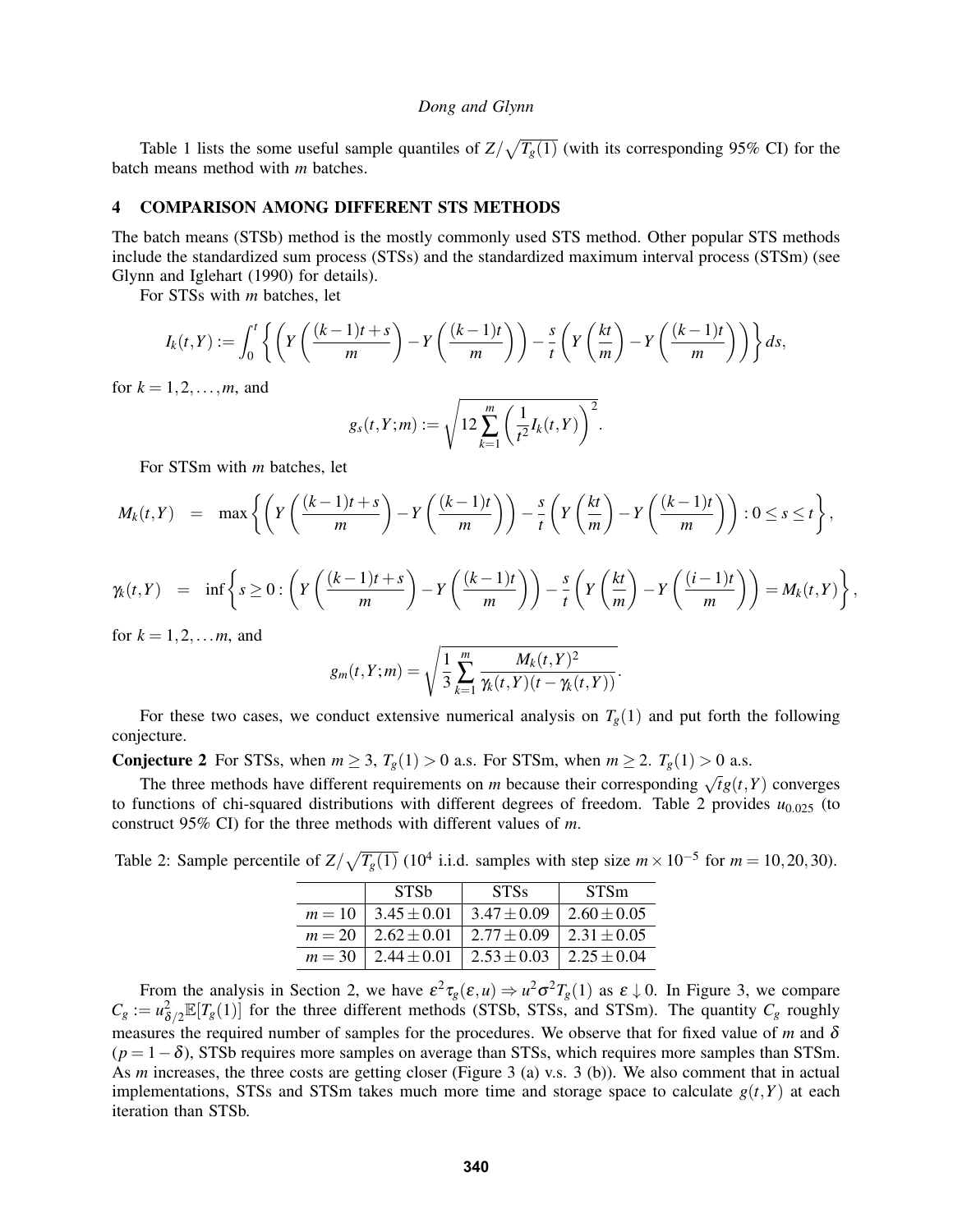Table 1 lists the some useful sample quantiles of $Z/\sqrt{T_g(1)}$ (with its corresponding 95% CI) for the batch means method with $m$ batches.

## 4 COMPARISON AMONG DIFFERENT STS METHODS

The batch means (STSb) method is the mostly commonly used STS method. Other popular STS methods include the standardized sum process (STSs) and the standardized maximum interval process (STSm) (see Glynn and Iglehart (1990) for details).

For STSs with $m$ batches, let

$$I_k(t,Y) := \int_0^t \left\{ \left( Y\left(\frac{(k-1)t+s}{m}\right) - Y\left(\frac{(k-1)t}{m}\right) \right) - \frac{s}{t}\left( Y\left(\frac{kt}{m}\right) - Y\left(\frac{(k-1)t}{m}\right) \right) \right\} ds,$$

for $k = 1,2,\ldots,m$, and

$$g_s(t,Y;m) := \sqrt{12 \sum_{k=1}^{m} \left( \frac{1}{t^2} I_k(t,Y) \right)^2}.$$

For STSm with $m$ batches, let

$$M_k(t,Y) \quad = \quad \max\left\{ \left( Y\left(\frac{(k-1)t+s}{m}\right) - Y\left(\frac{(k-1)t}{m}\right) \right) - \frac{s}{t}\left( Y\left(\frac{kt}{m}\right) - Y\left(\frac{(k-1)t}{m}\right) \right) : 0 \le s \le t \right\},$$

$$\gamma_k(t,Y) \quad = \quad \inf\left\{ s \ge 0 : \left( Y\left(\frac{(k-1)t+s}{m}\right) - Y\left(\frac{(k-1)t}{m}\right) \right) - \frac{s}{t}\left( Y\left(\frac{kt}{m}\right) - Y\left(\frac{(i-1)t}{m}\right) \right) = M_k(t,Y) \right\},$$

for $k = 1,2,\ldots m$, and

$$g_m(t,Y;m) = \sqrt{\frac{1}{3} \sum_{k=1}^{m} \frac{M_k(t,Y)^2}{\gamma_k(t,Y)(t-\gamma_k(t,Y))}}.$$

For these two cases, we conduct extensive numerical analysis on $T_g(1)$ and put forth the following conjecture.

**Conjecture 2** For STSs, when $m \ge 3$, $T_g(1) > 0$ a.s. For STSm, when $m \ge 2$. $T_g(1) > 0$ a.s.

The three methods have different requirements on $m$ because their corresponding $\sqrt{t}g(t,Y)$ converges to functions of chi-squared distributions with different degrees of freedom. Table 2 provides $u_{0.025}$ (to construct 95% CI) for the three methods with different values of $m$.

Table 2: Sample percentile of $Z/\sqrt{T_g(1)}$ ($10^4$ i.i.d. samples with step size $m \times 10^{-5}$ for $m = 10, 20, 30$).

| | STSb | STSs | STSm |
|---|---|---|---|
| $m = 10$ | $3.45 \pm 0.01$ | $3.47 \pm 0.09$ | $2.60 \pm 0.05$ |
| $m = 20$ | $2.62 \pm 0.01$ | $2.77 \pm 0.09$ | $2.31 \pm 0.05$ |
| $m = 30$ | $2.44 \pm 0.01$ | $2.53 \pm 0.03$ | $2.25 \pm 0.04$ |

From the analysis in Section 2, we have $\varepsilon^2 \tau_g(\varepsilon, u) \Rightarrow u^2 \sigma^2 T_g(1)$ as $\varepsilon \downarrow 0$. In Figure 3, we compare $C_g := u_{\delta/2}^2 \mathbb{E}[T_g(1)]$ for the three different methods (STSb, STSs, and STSm). The quantity $C_g$ roughly measures the required number of samples for the procedures. We observe that for fixed value of $m$ and $\delta$ ($p = 1-\delta$), STSb requires more samples on average than STSs, which requires more samples than STSm. As $m$ increases, the three costs are getting closer (Figure 3 (a) v.s. 3 (b)). We also comment that in actual implementations, STSs and STSm takes much more time and storage space to calculate $g(t,Y)$ at each iteration than STSb.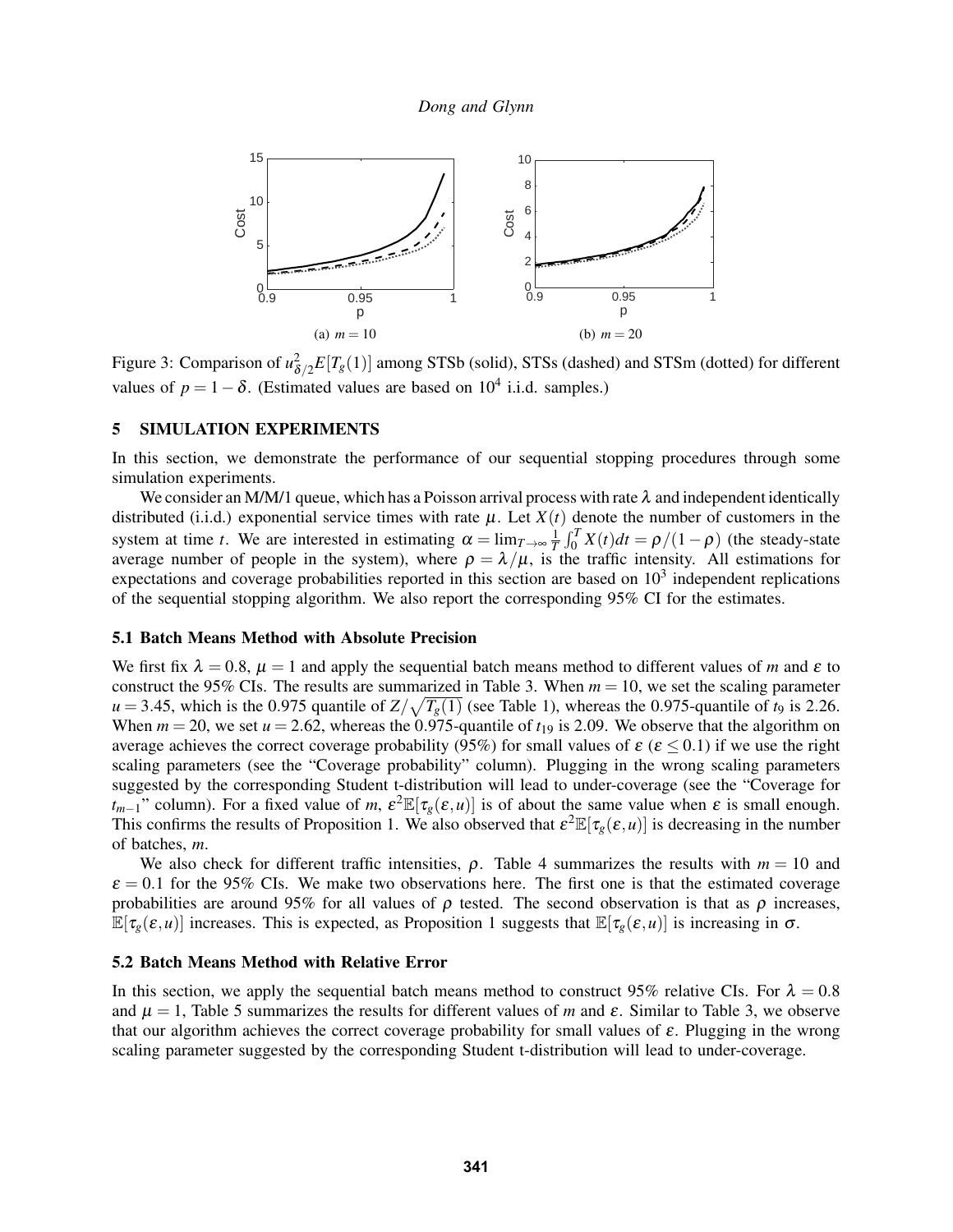Figure 3: Comparison of $u_{\delta/2}^2 E[T_g(1)]$ among STSb (solid), STSs (dashed) and STSm (dotted) for different values of $p = 1-\delta$. (Estimated values are based on $10^4$ i.i.d. samples.)

(a) $m = 10$

(b) $m = 20$

## 5 SIMULATION EXPERIMENTS

In this section, we demonstrate the performance of our sequential stopping procedures through some simulation experiments.

We consider an M/M/1 queue, which has a Poisson arrival process with rate $\lambda$ and independent identically distributed (i.i.d.) exponential service times with rate $\mu$. Let $X(t)$ denote the number of customers in the system at time $t$. We are interested in estimating $\alpha = \lim_{T\to\infty} \frac{1}{T}\int_0^T X(t)dt = \rho/(1-\rho)$ (the steady-state average number of people in the system), where $\rho = \lambda/\mu$, is the traffic intensity. All estimations for expectations and coverage probabilities reported in this section are based on $10^3$ independent replications of the sequential stopping algorithm. We also report the corresponding 95% CI for the estimates.

### 5.1 Batch Means Method with Absolute Precision

We first fix $\lambda = 0.8$, $\mu = 1$ and apply the sequential batch means method to different values of $m$ and $\varepsilon$ to construct the 95% CIs. The results are summarized in Table 3. When $m = 10$, we set the scaling parameter $u = 3.45$, which is the 0.975 quantile of $Z/\sqrt{T_g(1)}$ (see Table 1), whereas the 0.975-quantile of $t_9$ is 2.26. When $m = 20$, we set $u = 2.62$, whereas the 0.975-quantile of $t_{19}$ is 2.09. We observe that the algorithm on average achieves the correct coverage probability (95%) for small values of $\varepsilon$ ($\varepsilon \leq 0.1$) if we use the right scaling parameters (see the "Coverage probability" column). Plugging in the wrong scaling parameters suggested by the corresponding Student t-distribution will lead to under-coverage (see the "Coverage for $t_{m-1}$" column). For a fixed value of $m$, $\varepsilon^2\mathbb{E}[\tau_g(\varepsilon,u)]$ is of about the same value when $\varepsilon$ is small enough. This confirms the results of Proposition 1. We also observed that $\varepsilon^2\mathbb{E}[\tau_g(\varepsilon,u)]$ is decreasing in the number of batches, $m$.

We also check for different traffic intensities, $\rho$. Table 4 summarizes the results with $m = 10$ and $\varepsilon = 0.1$ for the 95% CIs. We make two observations here. The first one is that the estimated coverage probabilities are around 95% for all values of $\rho$ tested. The second observation is that as $\rho$ increases, $\mathbb{E}[\tau_g(\varepsilon,u)]$ increases. This is expected, as Proposition 1 suggests that $\mathbb{E}[\tau_g(\varepsilon,u)]$ is increasing in $\sigma$.

### 5.2 Batch Means Method with Relative Error

In this section, we apply the sequential batch means method to construct 95% relative CIs. For $\lambda = 0.8$ and $\mu = 1$, Table 5 summarizes the results for different values of $m$ and $\varepsilon$. Similar to Table 3, we observe that our algorithm achieves the correct coverage probability for small values of $\varepsilon$. Plugging in the wrong scaling parameter suggested by the corresponding Student t-distribution will lead to under-coverage.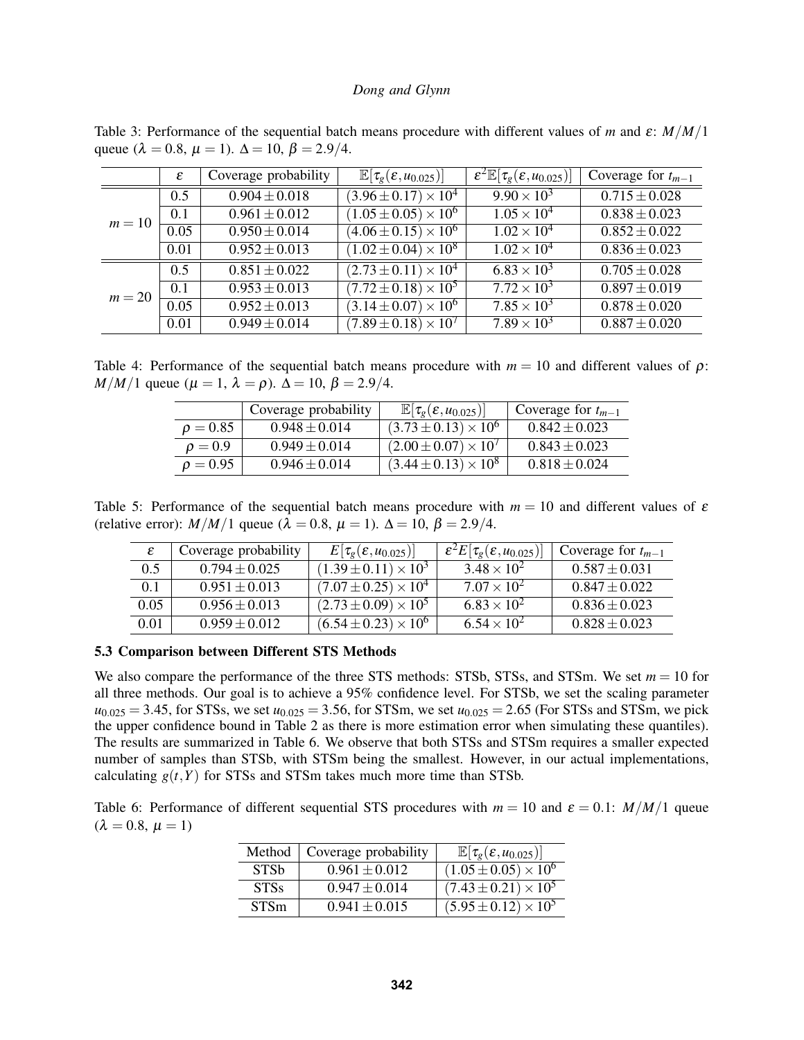Table 3: Performance of the sequential batch means procedure with different values of $m$ and $\varepsilon$: $M/M/1$ queue ($\lambda = 0.8$, $\mu = 1$). $\Delta = 10$, $\beta = 2.9/4$.

| | $\varepsilon$ | Coverage probability | $\mathbb{E}[\tau_g(\varepsilon, u_{0.025})]$ | $\varepsilon^2\mathbb{E}[\tau_g(\varepsilon, u_{0.025})]$ | Coverage for $t_{m-1}$ |
|---|---|---|---|---|---|
| $m = 10$ | 0.5 | $0.904 \pm 0.018$ | $(3.96 \pm 0.17) \times 10^4$ | $9.90 \times 10^3$ | $0.715 \pm 0.028$ |
| | 0.1 | $0.961 \pm 0.012$ | $(1.05 \pm 0.05) \times 10^6$ | $1.05 \times 10^4$ | $0.838 \pm 0.023$ |
| | 0.05 | $0.950 \pm 0.014$ | $(4.06 \pm 0.15) \times 10^6$ | $1.02 \times 10^4$ | $0.852 \pm 0.022$ |
| | 0.01 | $0.952 \pm 0.013$ | $(1.02 \pm 0.04) \times 10^8$ | $1.02 \times 10^4$ | $0.836 \pm 0.023$ |
| $m = 20$ | 0.5 | $0.851 \pm 0.022$ | $(2.73 \pm 0.11) \times 10^4$ | $6.83 \times 10^3$ | $0.705 \pm 0.028$ |
| | 0.1 | $0.953 \pm 0.013$ | $(7.72 \pm 0.18) \times 10^5$ | $7.72 \times 10^3$ | $0.897 \pm 0.019$ |
| | 0.05 | $0.952 \pm 0.013$ | $(3.14 \pm 0.07) \times 10^6$ | $7.85 \times 10^3$ | $0.878 \pm 0.020$ |
| | 0.01 | $0.949 \pm 0.014$ | $(7.89 \pm 0.18) \times 10^7$ | $7.89 \times 10^3$ | $0.887 \pm 0.020$ |

Table 4: Performance of the sequential batch means procedure with $m = 10$ and different values of $\rho$: $M/M/1$ queue ($\mu = 1$, $\lambda = \rho$). $\Delta = 10$, $\beta = 2.9/4$.

| | Coverage probability | $\mathbb{E}[\tau_g(\varepsilon, u_{0.025})]$ | Coverage for $t_{m-1}$ |
|---|---|---|---|
| $\rho = 0.85$ | $0.948 \pm 0.014$ | $(3.73 \pm 0.13) \times 10^6$ | $0.842 \pm 0.023$ |
| $\rho = 0.9$ | $0.949 \pm 0.014$ | $(2.00 \pm 0.07) \times 10^7$ | $0.843 \pm 0.023$ |
| $\rho = 0.95$ | $0.946 \pm 0.014$ | $(3.44 \pm 0.13) \times 10^8$ | $0.818 \pm 0.024$ |

Table 5: Performance of the sequential batch means procedure with $m = 10$ and different values of $\varepsilon$ (relative error): $M/M/1$ queue ($\lambda = 0.8$, $\mu = 1$). $\Delta = 10$, $\beta = 2.9/4$.

| $\varepsilon$ | Coverage probability | $E[\tau_g(\varepsilon, u_{0.025})]$ | $\varepsilon^2 E[\tau_g(\varepsilon, u_{0.025})]$ | Coverage for $t_{m-1}$ |
|---|---|---|---|---|
| 0.5 | $0.794 \pm 0.025$ | $(1.39 \pm 0.11) \times 10^3$ | $3.48 \times 10^2$ | $0.587 \pm 0.031$ |
| 0.1 | $0.951 \pm 0.013$ | $(7.07 \pm 0.25) \times 10^4$ | $7.07 \times 10^2$ | $0.847 \pm 0.022$ |
| 0.05 | $0.956 \pm 0.013$ | $(2.73 \pm 0.09) \times 10^5$ | $6.83 \times 10^2$ | $0.836 \pm 0.023$ |
| 0.01 | $0.959 \pm 0.012$ | $(6.54 \pm 0.23) \times 10^6$ | $6.54 \times 10^2$ | $0.828 \pm 0.023$ |

### 5.3 Comparison between Different STS Methods

We also compare the performance of the three STS methods: STSb, STSs, and STSm. We set $m = 10$ for all three methods. Our goal is to achieve a 95% confidence level. For STSb, we set the scaling parameter $u_{0.025} = 3.45$, for STSs, we set $u_{0.025} = 3.56$, for STSm, we set $u_{0.025} = 2.65$ (For STSs and STSm, we pick the upper confidence bound in Table 2 as there is more estimation error when simulating these quantiles). The results are summarized in Table 6. We observe that both STSs and STSm requires a smaller expected number of samples than STSb, with STSm being the smallest. However, in our actual implementations, calculating $g(t,Y)$ for STSs and STSm takes much more time than STSb.

Table 6: Performance of different sequential STS procedures with $m = 10$ and $\varepsilon = 0.1$: $M/M/1$ queue ($\lambda = 0.8$, $\mu = 1$)

| Method | Coverage probability | $\mathbb{E}[\tau_g(\varepsilon, u_{0.025})]$ |
|---|---|---|
| STSb | $0.961 \pm 0.012$ | $(1.05 \pm 0.05) \times 10^6$ |
| STSs | $0.947 \pm 0.014$ | $(7.43 \pm 0.21) \times 10^5$ |
| STSm | $0.941 \pm 0.015$ | $(5.95 \pm 0.12) \times 10^5$ |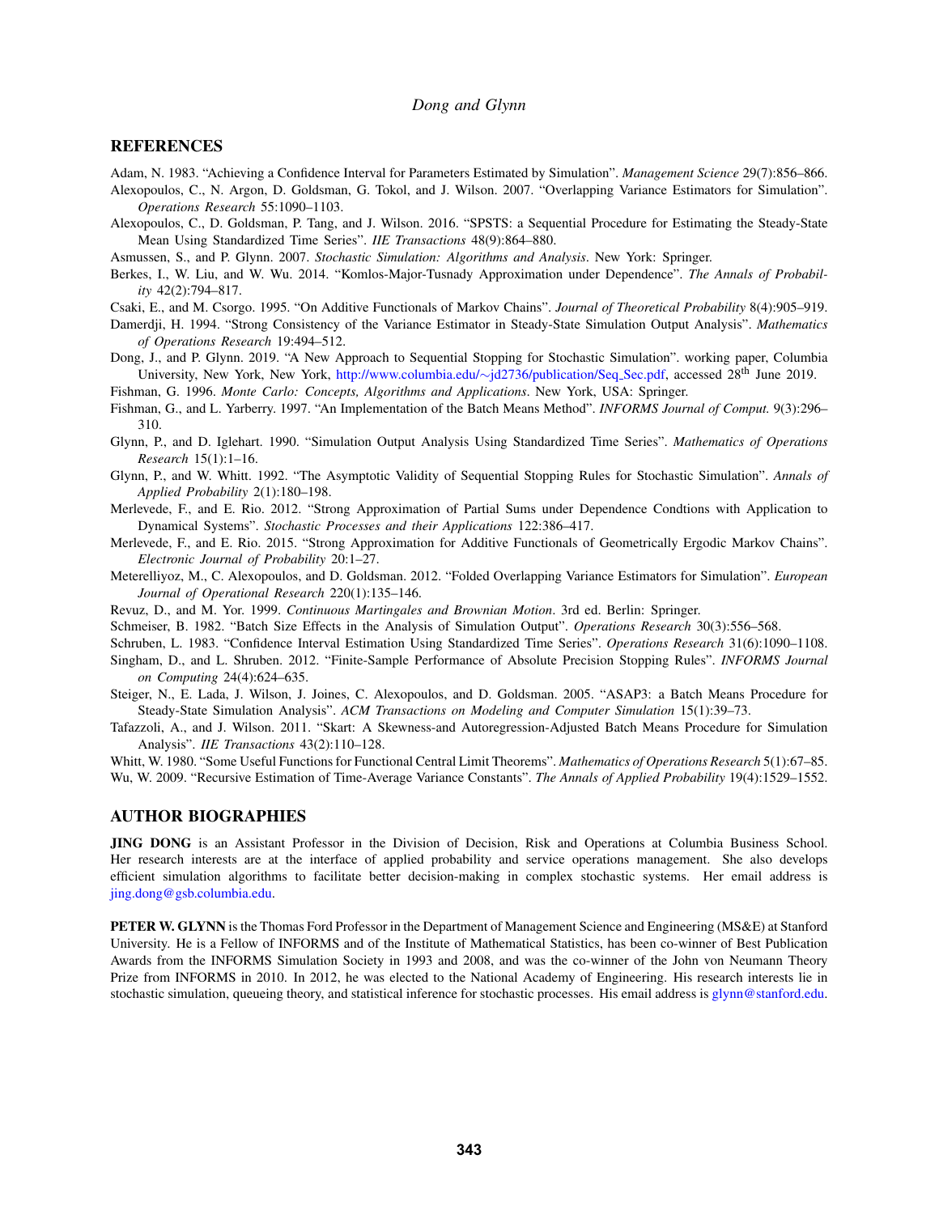## REFERENCES

Adam, N. 1983. "Achieving a Confidence Interval for Parameters Estimated by Simulation". *Management Science* 29(7):856–866.

Alexopoulos, C., N. Argon, D. Goldsman, G. Tokol, and J. Wilson. 2007. "Overlapping Variance Estimators for Simulation". *Operations Research* 55:1090–1103.

Alexopoulos, C., D. Goldsman, P. Tang, and J. Wilson. 2016. "SPSTS: a Sequential Procedure for Estimating the Steady-State Mean Using Standardized Time Series". *IIE Transactions* 48(9):864–880.

Asmussen, S., and P. Glynn. 2007. *Stochastic Simulation: Algorithms and Analysis*. New York: Springer.

Berkes, I., W. Liu, and W. Wu. 2014. "Komlos-Major-Tusnady Approximation under Dependence". *The Annals of Probability* 42(2):794–817.

Csaki, E., and M. Csorgo. 1995. "On Additive Functionals of Markov Chains". *Journal of Theoretical Probability* 8(4):905–919.

Damerdji, H. 1994. "Strong Consistency of the Variance Estimator in Steady-State Simulation Output Analysis". *Mathematics of Operations Research* 19:494–512.

Dong, J., and P. Glynn. 2019. "A New Approach to Sequential Stopping for Stochastic Simulation". working paper, Columbia University, New York, New York, http://www.columbia.edu/∼jd2736/publication/Seq_Sec.pdf, accessed 28th June 2019.

Fishman, G. 1996. *Monte Carlo: Concepts, Algorithms and Applications*. New York, USA: Springer.

Fishman, G., and L. Yarberry. 1997. "An Implementation of the Batch Means Method". *INFORMS Journal of Comput.* 9(3):296–310.

Glynn, P., and D. Iglehart. 1990. "Simulation Output Analysis Using Standardized Time Series". *Mathematics of Operations Research* 15(1):1–16.

Glynn, P., and W. Whitt. 1992. "The Asymptotic Validity of Sequential Stopping Rules for Stochastic Simulation". *Annals of Applied Probability* 2(1):180–198.

Merlevede, F., and E. Rio. 2012. "Strong Approximation of Partial Sums under Dependence Condtions with Application to Dynamical Systems". *Stochastic Processes and their Applications* 122:386–417.

Merlevede, F., and E. Rio. 2015. "Strong Approximation for Additive Functionals of Geometrically Ergodic Markov Chains". *Electronic Journal of Probability* 20:1–27.

Meterelliyoz, M., C. Alexopoulos, and D. Goldsman. 2012. "Folded Overlapping Variance Estimators for Simulation". *European Journal of Operational Research* 220(1):135–146.

Revuz, D., and M. Yor. 1999. *Continuous Martingales and Brownian Motion*. 3rd ed. Berlin: Springer.

Schmeiser, B. 1982. "Batch Size Effects in the Analysis of Simulation Output". *Operations Research* 30(3):556–568.

Schruben, L. 1983. "Confidence Interval Estimation Using Standardized Time Series". *Operations Research* 31(6):1090–1108.

Singham, D., and L. Shruben. 2012. "Finite-Sample Performance of Absolute Precision Stopping Rules". *INFORMS Journal on Computing* 24(4):624–635.

Steiger, N., E. Lada, J. Wilson, J. Joines, C. Alexopoulos, and D. Goldsman. 2005. "ASAP3: a Batch Means Procedure for Steady-State Simulation Analysis". *ACM Transactions on Modeling and Computer Simulation* 15(1):39–73.

Tafazzoli, A., and J. Wilson. 2011. "Skart: A Skewness-and Autoregression-Adjusted Batch Means Procedure for Simulation Analysis". *IIE Transactions* 43(2):110–128.

Whitt, W. 1980. "Some Useful Functions for Functional Central Limit Theorems". *Mathematics of Operations Research* 5(1):67–85.

Wu, W. 2009. "Recursive Estimation of Time-Average Variance Constants". *The Annals of Applied Probability* 19(4):1529–1552.

## AUTHOR BIOGRAPHIES

**JING DONG** is an Assistant Professor in the Division of Decision, Risk and Operations at Columbia Business School. Her research interests are at the interface of applied probability and service operations management. She also develops efficient simulation algorithms to facilitate better decision-making in complex stochastic systems. Her email address is jing.dong@gsb.columbia.edu.

**PETER W. GLYNN** is the Thomas Ford Professor in the Department of Management Science and Engineering (MS&E) at Stanford University. He is a Fellow of INFORMS and of the Institute of Mathematical Statistics, has been co-winner of Best Publication Awards from the INFORMS Simulation Society in 1993 and 2008, and was the co-winner of the John von Neumann Theory Prize from INFORMS in 2010. In 2012, he was elected to the National Academy of Engineering. His research interests lie in stochastic simulation, queueing theory, and statistical inference for stochastic processes. His email address is glynn@stanford.edu.